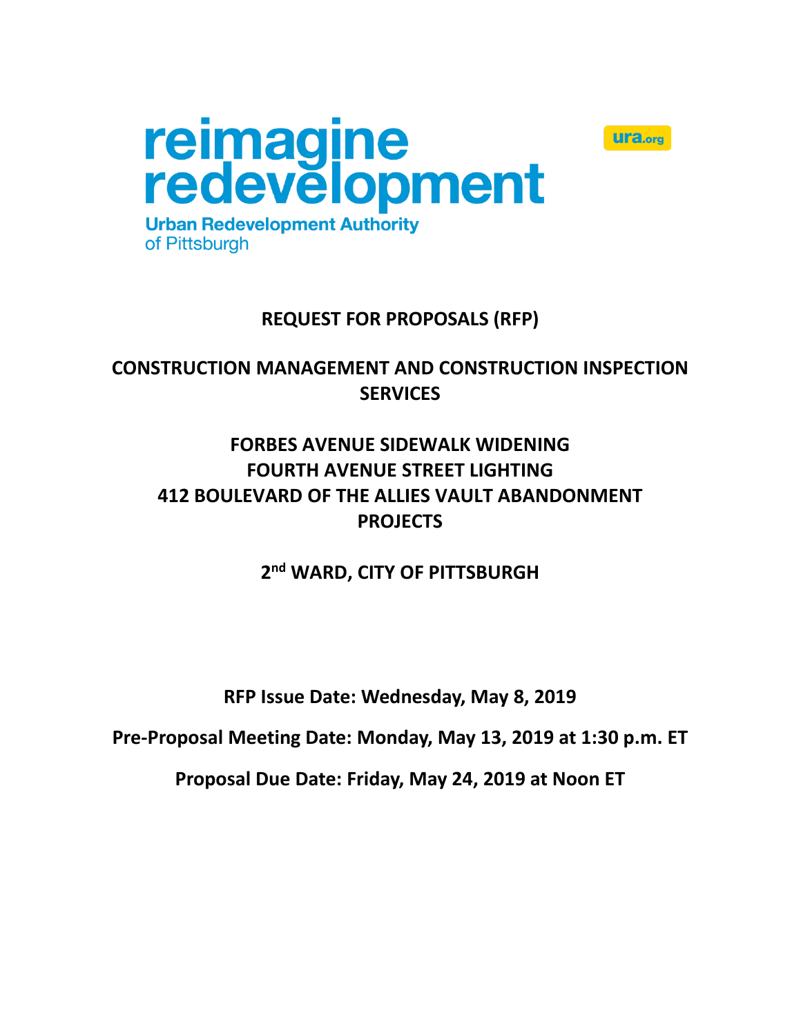reimagine redevelopment

Urban Redevelopment Authority of Pittsburgh

ura.org

# REQUEST FOR PROPOSALS (RFP)

## CONSTRUCTION MANAGEMENT AND CONSTRUCTION INSPECTION SERVICES

## FORBES AVENUE SIDEWALK WIDENING
## FOURTH AVENUE STREET LIGHTING
## 412 BOULEVARD OF THE ALLIES VAULT ABANDONMENT PROJECTS

## 2nd WARD, CITY OF PITTSBURGH

**RFP Issue Date: Wednesday, May 8, 2019**

**Pre-Proposal Meeting Date: Monday, May 13, 2019 at 1:30 p.m. ET**

**Proposal Due Date: Friday, May 24, 2019 at Noon ET**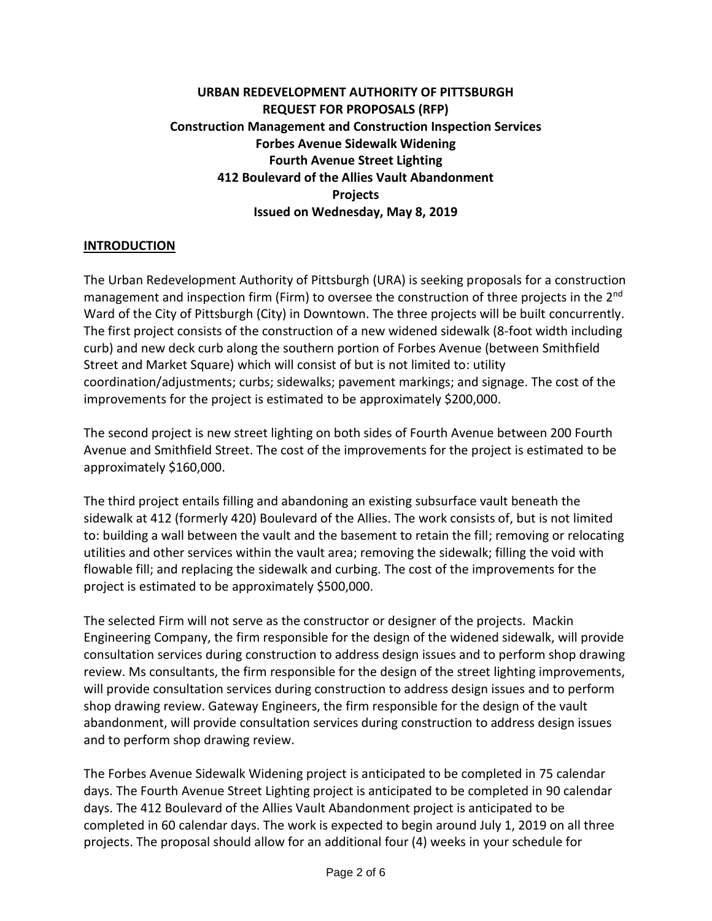**URBAN REDEVELOPMENT AUTHORITY OF PITTSBURGH**
**REQUEST FOR PROPOSALS (RFP)**
**Construction Management and Construction Inspection Services**
**Forbes Avenue Sidewalk Widening**
**Fourth Avenue Street Lighting**
**412 Boulevard of the Allies Vault Abandonment**
**Projects**
**Issued on Wednesday, May 8, 2019**

## INTRODUCTION

The Urban Redevelopment Authority of Pittsburgh (URA) is seeking proposals for a construction management and inspection firm (Firm) to oversee the construction of three projects in the 2nd Ward of the City of Pittsburgh (City) in Downtown. The three projects will be built concurrently. The first project consists of the construction of a new widened sidewalk (8-foot width including curb) and new deck curb along the southern portion of Forbes Avenue (between Smithfield Street and Market Square) which will consist of but is not limited to: utility coordination/adjustments; curbs; sidewalks; pavement markings; and signage. The cost of the improvements for the project is estimated to be approximately $200,000.

The second project is new street lighting on both sides of Fourth Avenue between 200 Fourth Avenue and Smithfield Street. The cost of the improvements for the project is estimated to be approximately $160,000.

The third project entails filling and abandoning an existing subsurface vault beneath the sidewalk at 412 (formerly 420) Boulevard of the Allies. The work consists of, but is not limited to: building a wall between the vault and the basement to retain the fill; removing or relocating utilities and other services within the vault area; removing the sidewalk; filling the void with flowable fill; and replacing the sidewalk and curbing. The cost of the improvements for the project is estimated to be approximately $500,000.

The selected Firm will not serve as the constructor or designer of the projects. Mackin Engineering Company, the firm responsible for the design of the widened sidewalk, will provide consultation services during construction to address design issues and to perform shop drawing review. Ms consultants, the firm responsible for the design of the street lighting improvements, will provide consultation services during construction to address design issues and to perform shop drawing review. Gateway Engineers, the firm responsible for the design of the vault abandonment, will provide consultation services during construction to address design issues and to perform shop drawing review.

The Forbes Avenue Sidewalk Widening project is anticipated to be completed in 75 calendar days. The Fourth Avenue Street Lighting project is anticipated to be completed in 90 calendar days. The 412 Boulevard of the Allies Vault Abandonment project is anticipated to be completed in 60 calendar days. The work is expected to begin around July 1, 2019 on all three projects. The proposal should allow for an additional four (4) weeks in your schedule for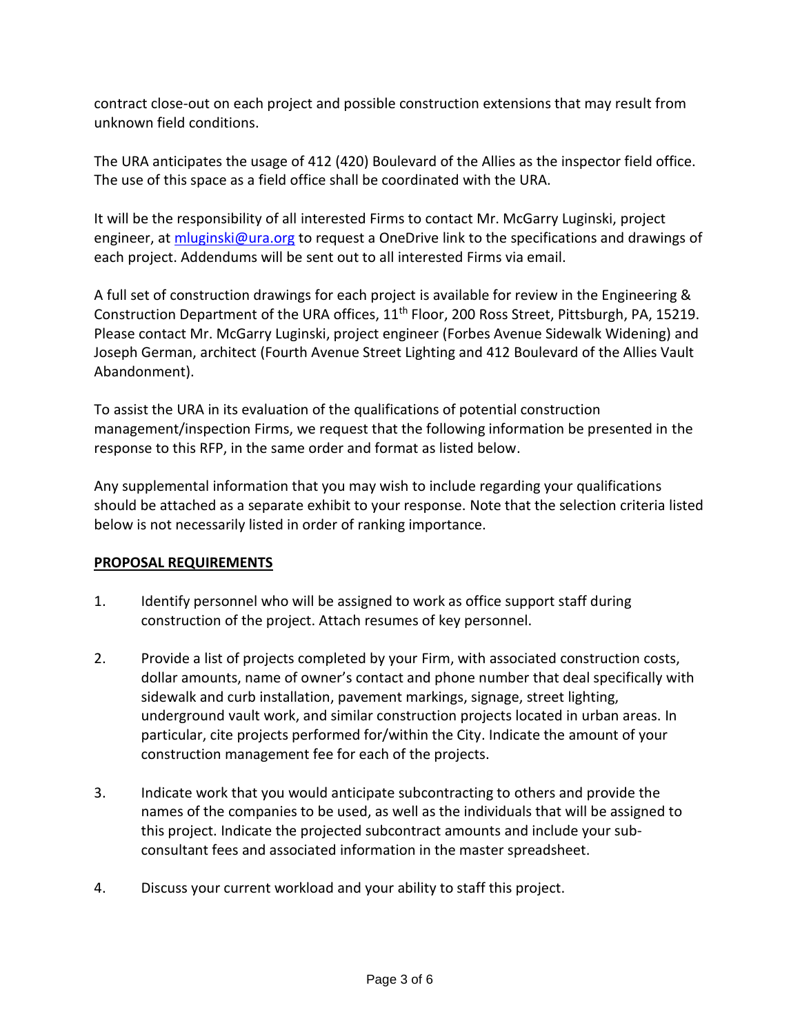contract close-out on each project and possible construction extensions that may result from unknown field conditions.

The URA anticipates the usage of 412 (420) Boulevard of the Allies as the inspector field office. The use of this space as a field office shall be coordinated with the URA.

It will be the responsibility of all interested Firms to contact Mr. McGarry Luginski, project engineer, at [mluginski@ura.org](mailto:mluginski@ura.org) to request a OneDrive link to the specifications and drawings of each project. Addendums will be sent out to all interested Firms via email.

A full set of construction drawings for each project is available for review in the Engineering & Construction Department of the URA offices, 11th Floor, 200 Ross Street, Pittsburgh, PA, 15219. Please contact Mr. McGarry Luginski, project engineer (Forbes Avenue Sidewalk Widening) and Joseph German, architect (Fourth Avenue Street Lighting and 412 Boulevard of the Allies Vault Abandonment).

To assist the URA in its evaluation of the qualifications of potential construction management/inspection Firms, we request that the following information be presented in the response to this RFP, in the same order and format as listed below.

Any supplemental information that you may wish to include regarding your qualifications should be attached as a separate exhibit to your response. Note that the selection criteria listed below is not necessarily listed in order of ranking importance.

**PROPOSAL REQUIREMENTS**

1. Identify personnel who will be assigned to work as office support staff during construction of the project. Attach resumes of key personnel.

2. Provide a list of projects completed by your Firm, with associated construction costs, dollar amounts, name of owner's contact and phone number that deal specifically with sidewalk and curb installation, pavement markings, signage, street lighting, underground vault work, and similar construction projects located in urban areas. In particular, cite projects performed for/within the City. Indicate the amount of your construction management fee for each of the projects.

3. Indicate work that you would anticipate subcontracting to others and provide the names of the companies to be used, as well as the individuals that will be assigned to this project. Indicate the projected subcontract amounts and include your sub-consultant fees and associated information in the master spreadsheet.

4. Discuss your current workload and your ability to staff this project.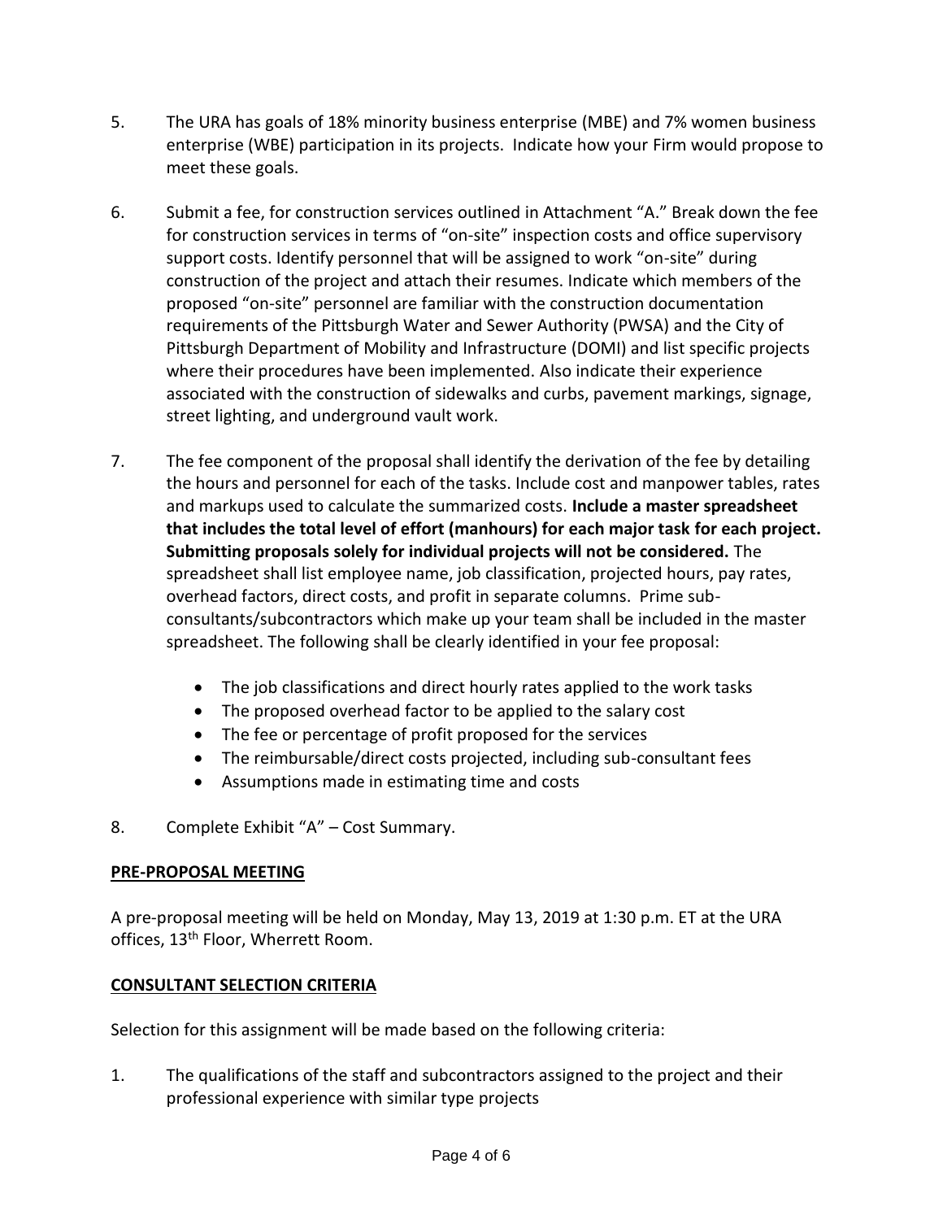5. The URA has goals of 18% minority business enterprise (MBE) and 7% women business enterprise (WBE) participation in its projects. Indicate how your Firm would propose to meet these goals.

6. Submit a fee, for construction services outlined in Attachment "A." Break down the fee for construction services in terms of "on-site" inspection costs and office supervisory support costs. Identify personnel that will be assigned to work "on-site" during construction of the project and attach their resumes. Indicate which members of the proposed "on-site" personnel are familiar with the construction documentation requirements of the Pittsburgh Water and Sewer Authority (PWSA) and the City of Pittsburgh Department of Mobility and Infrastructure (DOMI) and list specific projects where their procedures have been implemented. Also indicate their experience associated with the construction of sidewalks and curbs, pavement markings, signage, street lighting, and underground vault work.

7. The fee component of the proposal shall identify the derivation of the fee by detailing the hours and personnel for each of the tasks. Include cost and manpower tables, rates and markups used to calculate the summarized costs. **Include a master spreadsheet that includes the total level of effort (manhours) for each major task for each project. Submitting proposals solely for individual projects will not be considered.** The spreadsheet shall list employee name, job classification, projected hours, pay rates, overhead factors, direct costs, and profit in separate columns. Prime sub-consultants/subcontractors which make up your team shall be included in the master spreadsheet. The following shall be clearly identified in your fee proposal:

   - The job classifications and direct hourly rates applied to the work tasks
   - The proposed overhead factor to be applied to the salary cost
   - The fee or percentage of profit proposed for the services
   - The reimbursable/direct costs projected, including sub-consultant fees
   - Assumptions made in estimating time and costs

8. Complete Exhibit "A" – Cost Summary.

## PRE-PROPOSAL MEETING

A pre-proposal meeting will be held on Monday, May 13, 2019 at 1:30 p.m. ET at the URA offices, 13th Floor, Wherrett Room.

## CONSULTANT SELECTION CRITERIA

Selection for this assignment will be made based on the following criteria:

1. The qualifications of the staff and subcontractors assigned to the project and their professional experience with similar type projects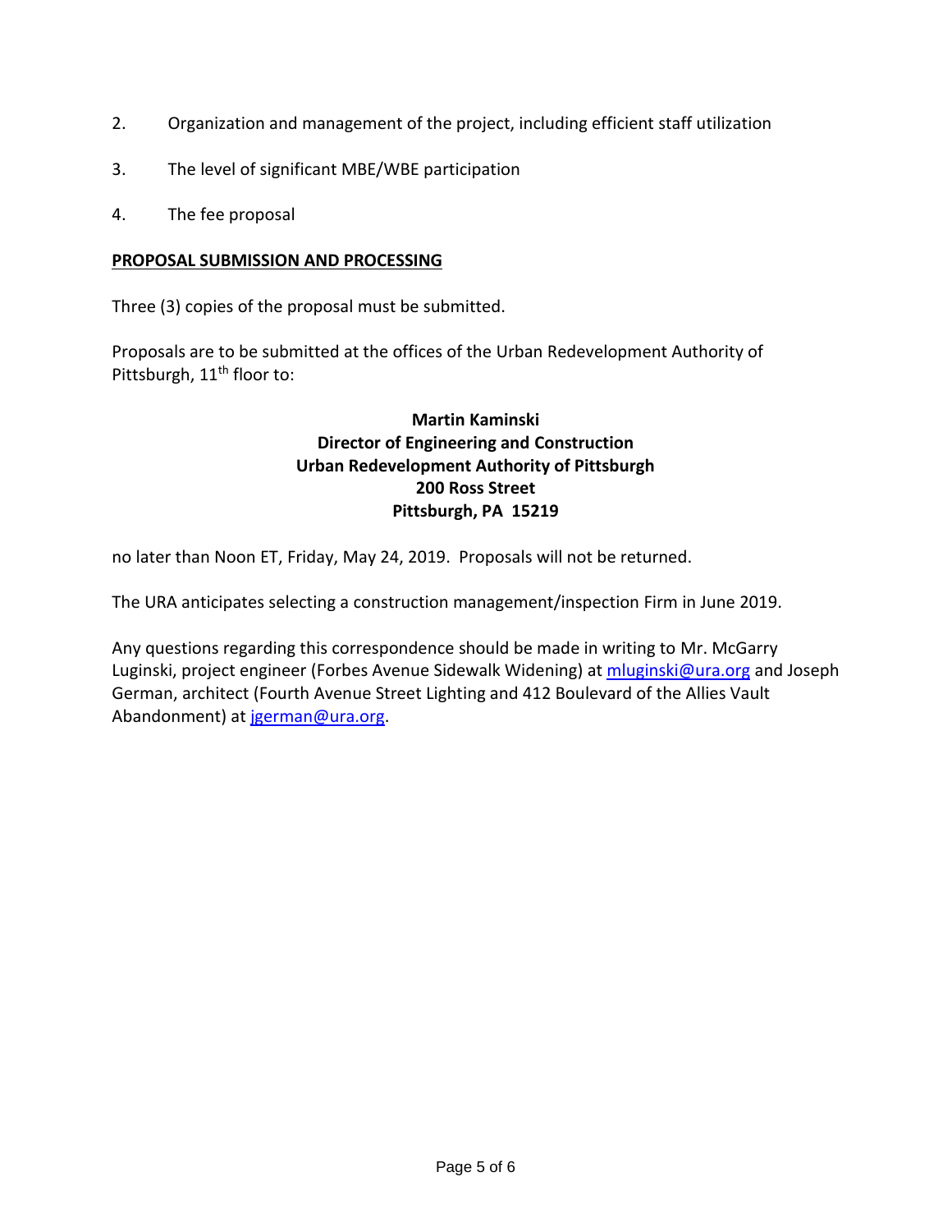2. Organization and management of the project, including efficient staff utilization

3. The level of significant MBE/WBE participation

4. The fee proposal

**PROPOSAL SUBMISSION AND PROCESSING**

Three (3) copies of the proposal must be submitted.

Proposals are to be submitted at the offices of the Urban Redevelopment Authority of Pittsburgh, 11th floor to:

**Martin Kaminski**
**Director of Engineering and Construction**
**Urban Redevelopment Authority of Pittsburgh**
**200 Ross Street**
**Pittsburgh, PA 15219**

no later than Noon ET, Friday, May 24, 2019. Proposals will not be returned.

The URA anticipates selecting a construction management/inspection Firm in June 2019.

Any questions regarding this correspondence should be made in writing to Mr. McGarry Luginski, project engineer (Forbes Avenue Sidewalk Widening) at mluginski@ura.org and Joseph German, architect (Fourth Avenue Street Lighting and 412 Boulevard of the Allies Vault Abandonment) at jgerman@ura.org.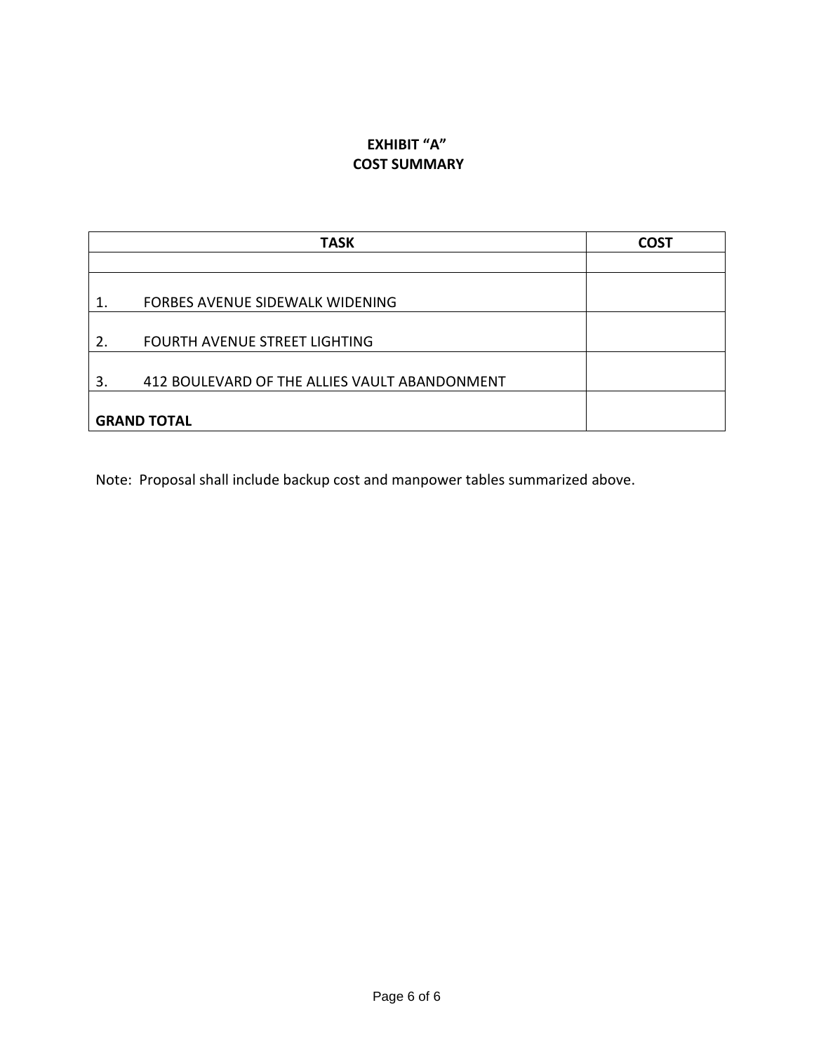**EXHIBIT "A"**
**COST SUMMARY**

| TASK | COST |
|---|---|
| | |
| 1. FORBES AVENUE SIDEWALK WIDENING | |
| 2. FOURTH AVENUE STREET LIGHTING | |
| 3. 412 BOULEVARD OF THE ALLIES VAULT ABANDONMENT | |
| **GRAND TOTAL** | |

Note: Proposal shall include backup cost and manpower tables summarized above.